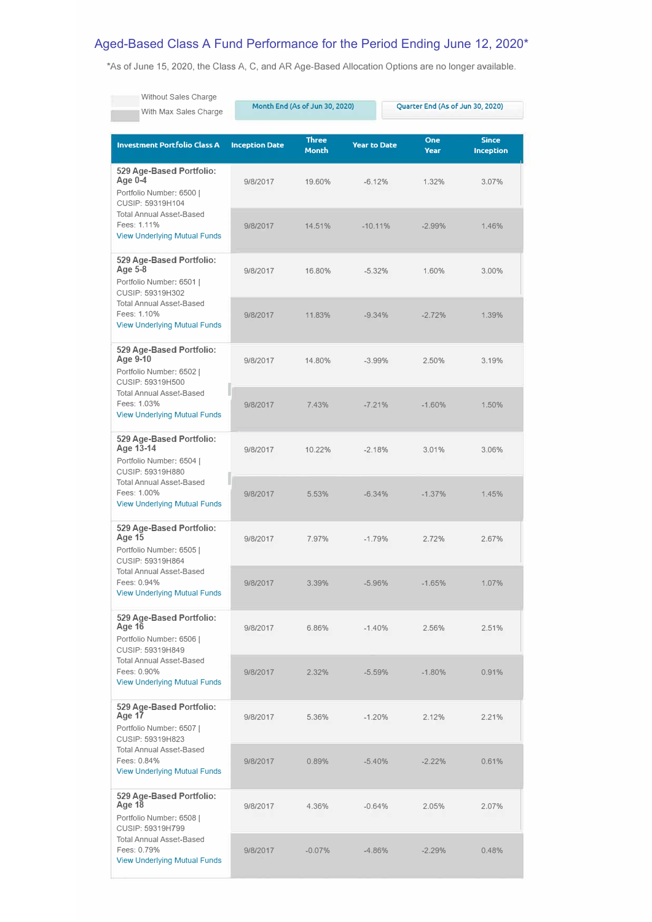# Aged-Based Class A Fund Performance for the Period Ending June 12, 2020*

*As of June 15, 2020, the Class A, C, and AR Age-Based Allocation Options are no longer available.

Without Sales Charge

With Max Sales Charge

Month End (As of Jun 30, 2020) | Quarter End (As of Jun 30, 2020)

| Investment Portfolio Class A | Inception Date | Three Month | Year to Date | One Year | Since Inception |
|---|---|---|---|---|---|
| **529 Age-Based Portfolio: Age 0-4**<br>Portfolio Number: 6500 \| CUSIP: 59319H104<br>Total Annual Asset-Based Fees: 1.11%<br>View Underlying Mutual Funds | 9/8/2017 | 19.60% | -6.12% | 1.32% | 3.07% |
| | 9/8/2017 | 14.51% | -10.11% | -2.99% | 1.46% |
| **529 Age-Based Portfolio: Age 5-8**<br>Portfolio Number: 6501 \| CUSIP: 59319H302<br>Total Annual Asset-Based Fees: 1.10%<br>View Underlying Mutual Funds | 9/8/2017 | 16.80% | -5.32% | 1.60% | 3.00% |
| | 9/8/2017 | 11.83% | -9.34% | -2.72% | 1.39% |
| **529 Age-Based Portfolio: Age 9-10**<br>Portfolio Number: 6502 \| CUSIP: 59319H500<br>Total Annual Asset-Based Fees: 1.03%<br>View Underlying Mutual Funds | 9/8/2017 | 14.80% | -3.99% | 2.50% | 3.19% |
| | 9/8/2017 | 7.43% | -7.21% | -1.60% | 1.50% |
| **529 Age-Based Portfolio: Age 13-14**<br>Portfolio Number: 6504 \| CUSIP: 59319H880<br>Total Annual Asset-Based Fees: 1.00%<br>View Underlying Mutual Funds | 9/8/2017 | 10.22% | -2.18% | 3.01% | 3.06% |
| | 9/8/2017 | 5.53% | -6.34% | -1.37% | 1.45% |
| **529 Age-Based Portfolio: Age 15**<br>Portfolio Number: 6505 \| CUSIP: 59319H864<br>Total Annual Asset-Based Fees: 0.94%<br>View Underlying Mutual Funds | 9/8/2017 | 7.97% | -1.79% | 2.72% | 2.67% |
| | 9/8/2017 | 3.39% | -5.96% | -1.65% | 1.07% |
| **529 Age-Based Portfolio: Age 16**<br>Portfolio Number: 6506 \| CUSIP: 59319H849<br>Total Annual Asset-Based Fees: 0.90%<br>View Underlying Mutual Funds | 9/8/2017 | 6.86% | -1.40% | 2.56% | 2.51% |
| | 9/8/2017 | 2.32% | -5.59% | -1.80% | 0.91% |
| **529 Age-Based Portfolio: Age 17**<br>Portfolio Number: 6507 \| CUSIP: 59319H823<br>Total Annual Asset-Based Fees: 0.84%<br>View Underlying Mutual Funds | 9/8/2017 | 5.36% | -1.20% | 2.12% | 2.21% |
| | 9/8/2017 | 0.89% | -5.40% | -2.22% | 0.61% |
| **529 Age-Based Portfolio: Age 18**<br>Portfolio Number: 6508 \| CUSIP: 59319H799<br>Total Annual Asset-Based Fees: 0.79%<br>View Underlying Mutual Funds | 9/8/2017 | 4.36% | -0.64% | 2.05% | 2.07% |
| | 9/8/2017 | -0.07% | -4.86% | -2.29% | 0.48% |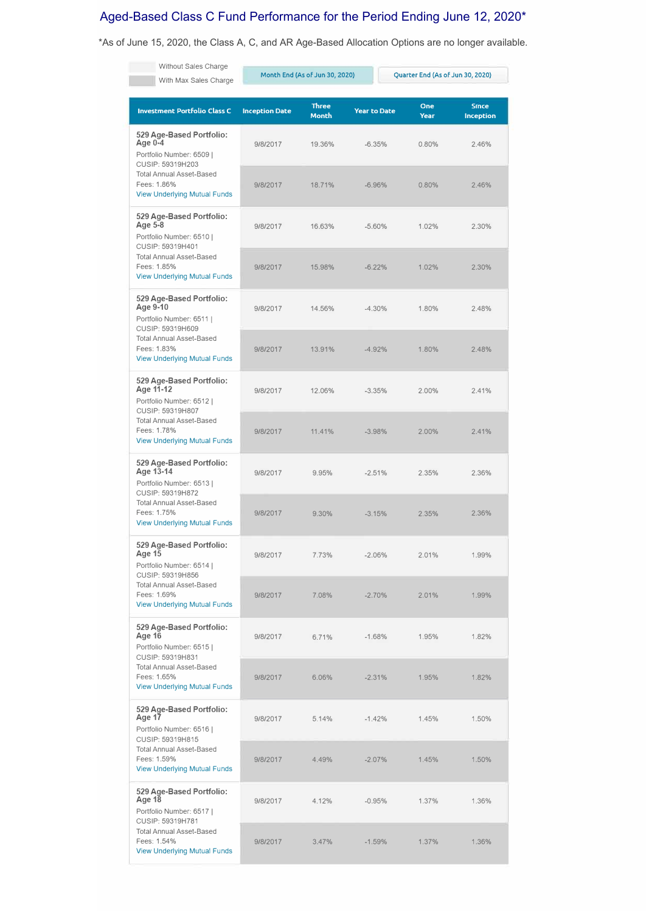# Aged-Based Class C Fund Performance for the Period Ending June 12, 2020*

*As of June 15, 2020, the Class A, C, and AR Age-Based Allocation Options are no longer available.

Without Sales Charge
With Max Sales Charge

Month End (As of Jun 30, 2020) | Quarter End (As of Jun 30, 2020)

| Investment Portfolio Class C | Inception Date | Three Month | Year to Date | One Year | Since Inception |
|---|---|---|---|---|---|
| **529 Age-Based Portfolio: Age 0-4** Portfolio Number: 6509 \| CUSIP: 59319H203 Total Annual Asset-Based Fees: 1.86% View Underlying Mutual Funds | 9/8/2017 | 19.36% | -6.35% | 0.80% | 2.46% |
| | 9/8/2017 | 18.71% | -6.96% | 0.80% | 2.46% |
| **529 Age-Based Portfolio: Age 5-8** Portfolio Number: 6510 \| CUSIP: 59319H401 Total Annual Asset-Based Fees: 1.85% View Underlying Mutual Funds | 9/8/2017 | 16.63% | -5.60% | 1.02% | 2.30% |
| | 9/8/2017 | 15.98% | -6.22% | 1.02% | 2.30% |
| **529 Age-Based Portfolio: Age 9-10** Portfolio Number: 6511 \| CUSIP: 59319H609 Total Annual Asset-Based Fees: 1.83% View Underlying Mutual Funds | 9/8/2017 | 14.56% | -4.30% | 1.80% | 2.48% |
| | 9/8/2017 | 13.91% | -4.92% | 1.80% | 2.48% |
| **529 Age-Based Portfolio: Age 11-12** Portfolio Number: 6512 \| CUSIP: 59319H807 Total Annual Asset-Based Fees: 1.78% View Underlying Mutual Funds | 9/8/2017 | 12.06% | -3.35% | 2.00% | 2.41% |
| | 9/8/2017 | 11.41% | -3.98% | 2.00% | 2.41% |
| **529 Age-Based Portfolio: Age 13-14** Portfolio Number: 6513 \| CUSIP: 59319H872 Total Annual Asset-Based Fees: 1.75% View Underlying Mutual Funds | 9/8/2017 | 9.95% | -2.51% | 2.35% | 2.36% |
| | 9/8/2017 | 9.30% | -3.15% | 2.35% | 2.36% |
| **529 Age-Based Portfolio: Age 15** Portfolio Number: 6514 \| CUSIP: 59319H856 Total Annual Asset-Based Fees: 1.69% View Underlying Mutual Funds | 9/8/2017 | 7.73% | -2.06% | 2.01% | 1.99% |
| | 9/8/2017 | 7.08% | -2.70% | 2.01% | 1.99% |
| **529 Age-Based Portfolio: Age 16** Portfolio Number: 6515 \| CUSIP: 59319H831 Total Annual Asset-Based Fees: 1.65% View Underlying Mutual Funds | 9/8/2017 | 6.71% | -1.68% | 1.95% | 1.82% |
| | 9/8/2017 | 6.06% | -2.31% | 1.95% | 1.82% |
| **529 Age-Based Portfolio: Age 17** Portfolio Number: 6516 \| CUSIP: 59319H815 Total Annual Asset-Based Fees: 1.59% View Underlying Mutual Funds | 9/8/2017 | 5.14% | -1.42% | 1.45% | 1.50% |
| | 9/8/2017 | 4.49% | -2.07% | 1.45% | 1.50% |
| **529 Age-Based Portfolio: Age 18** Portfolio Number: 6517 \| CUSIP: 59319H781 Total Annual Asset-Based Fees: 1.54% View Underlying Mutual Funds | 9/8/2017 | 4.12% | -0.95% | 1.37% | 1.36% |
| | 9/8/2017 | 3.47% | -1.59% | 1.37% | 1.36% |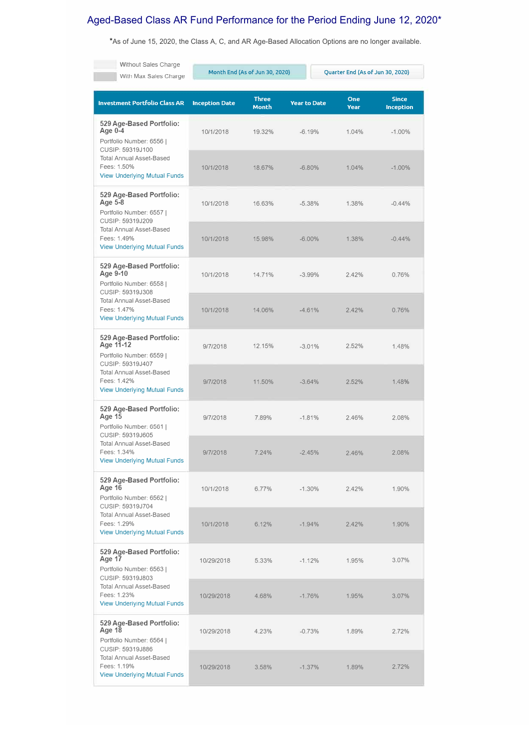# Aged-Based Class AR Fund Performance for the Period Ending June 12, 2020*

*As of June 15, 2020, the Class A, C, and AR Age-Based Allocation Options are no longer available.

Without Sales Charge
With Max Sales Charge

Month End (As of Jun 30, 2020) | Quarter End (As of Jun 30, 2020)

| Investment Portfolio Class AR | Inception Date | Three Month | Year to Date | One Year | Since Inception |
|---|---|---|---|---|---|
| **529 Age-Based Portfolio: Age 0-4** Portfolio Number: 6556 \| CUSIP: 59319J100 Total Annual Asset-Based Fees: 1.50% View Underlying Mutual Funds | 10/1/2018 | 19.32% | -6.19% | 1.04% | -1.00% |
| | 10/1/2018 | 18.67% | -6.80% | 1.04% | -1.00% |
| **529 Age-Based Portfolio: Age 5-8** Portfolio Number: 6557 \| CUSIP: 59319J209 Total Annual Asset-Based Fees: 1.49% View Underlying Mutual Funds | 10/1/2018 | 16.63% | -5.38% | 1.38% | -0.44% |
| | 10/1/2018 | 15.98% | -6.00% | 1.38% | -0.44% |
| **529 Age-Based Portfolio: Age 9-10** Portfolio Number: 6558 \| CUSIP: 59319J308 Total Annual Asset-Based Fees: 1.47% View Underlying Mutual Funds | 10/1/2018 | 14.71% | -3.99% | 2.42% | 0.76% |
| | 10/1/2018 | 14.06% | -4.61% | 2.42% | 0.76% |
| **529 Age-Based Portfolio: Age 11-12** Portfolio Number: 6559 \| CUSIP: 59319J407 Total Annual Asset-Based Fees: 1.42% View Underlying Mutual Funds | 9/7/2018 | 12.15% | -3.01% | 2.52% | 1.48% |
| | 9/7/2018 | 11.50% | -3.64% | 2.52% | 1.48% |
| **529 Age-Based Portfolio: Age 15** Portfolio Number: 6561 \| CUSIP: 59319J605 Total Annual Asset-Based Fees: 1.34% View Underlying Mutual Funds | 9/7/2018 | 7.89% | -1.81% | 2.46% | 2.08% |
| | 9/7/2018 | 7.24% | -2.45% | 2.46% | 2.08% |
| **529 Age-Based Portfolio: Age 16** Portfolio Number: 6562 \| CUSIP: 59319J704 Total Annual Asset-Based Fees: 1.29% View Underlying Mutual Funds | 10/1/2018 | 6.77% | -1.30% | 2.42% | 1.90% |
| | 10/1/2018 | 6.12% | -1.94% | 2.42% | 1.90% |
| **529 Age-Based Portfolio: Age 17** Portfolio Number: 6563 \| CUSIP: 59319J803 Total Annual Asset-Based Fees: 1.23% View Underlying Mutual Funds | 10/29/2018 | 5.33% | -1.12% | 1.95% | 3.07% |
| | 10/29/2018 | 4.68% | -1.76% | 1.95% | 3.07% |
| **529 Age-Based Portfolio: Age 18** Portfolio Number: 6564 \| CUSIP: 59319J886 Total Annual Asset-Based Fees: 1.19% View Underlying Mutual Funds | 10/29/2018 | 4.23% | -0.73% | 1.89% | 2.72% |
| | 10/29/2018 | 3.58% | -1.37% | 1.89% | 2.72% |